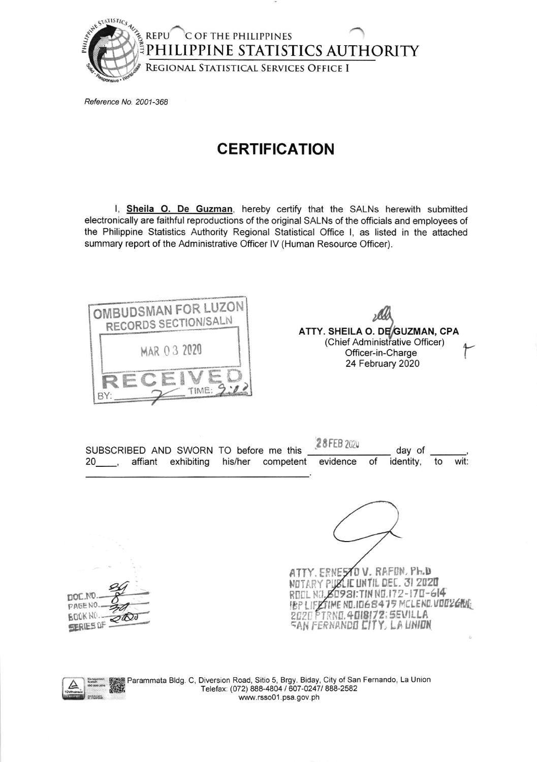REPUBLIC OF THE PHILIPPINES
PHILIPPINE STATISTICS AUTHORITY
REGIONAL STATISTICAL SERVICES OFFICE I

*Reference No. 2001-368*

# CERTIFICATION

I, **Sheila O. De Guzman**, hereby certify that the SALNs herewith submitted electronically are faithful reproductions of the original SALNs of the officials and employees of the Philippine Statistics Authority Regional Statistical Office I, as listed in the attached summary report of the Administrative Officer IV (Human Resource Officer).

OMBUDSMAN FOR LUZON
RECORDS SECTION/SALN
MAR 03 2020
RECEIVED
BY: ______ TIME: 9:22

**ATTY. SHEILA O. DE GUZMAN, CPA**
(Chief Administrative Officer)
Officer-in-Charge
24 February 2020

SUBSCRIBED AND SWORN TO before me this 28 FEB 2020 day of \_\_\_\_\_\_\_, 20\_\_\_\_, affiant exhibiting his/her competent evidence of identity, to wit: \_\_\_\_\_\_\_\_\_\_\_\_\_\_\_\_\_\_\_\_\_\_\_\_\_\_\_\_\_\_\_\_.

DOC. NO. 39
PAGE NO. 8
BOOK NO. 39
SERIES OF 2020

ATTY. ERNESTO V. RAFON, Ph.D
NOTARY PUBLIC UNTIL DEC. 31 2020
ROLL NO. 50981: TIN NO. 172-170-614
IBP LIFETIME NO. 1068479 MCLENO. VI0026616
2020 PTRNO. 4018172: SEVILLA
SAN FERNANDO CITY, LA UNION

Parammata Bldg. C, Diversion Road, Sitio 5, Brgy. Biday, City of San Fernando, La Union
Telefax: (072) 888-4804 / 607-0247/ 888-2582
www.rsso01.psa.gov.ph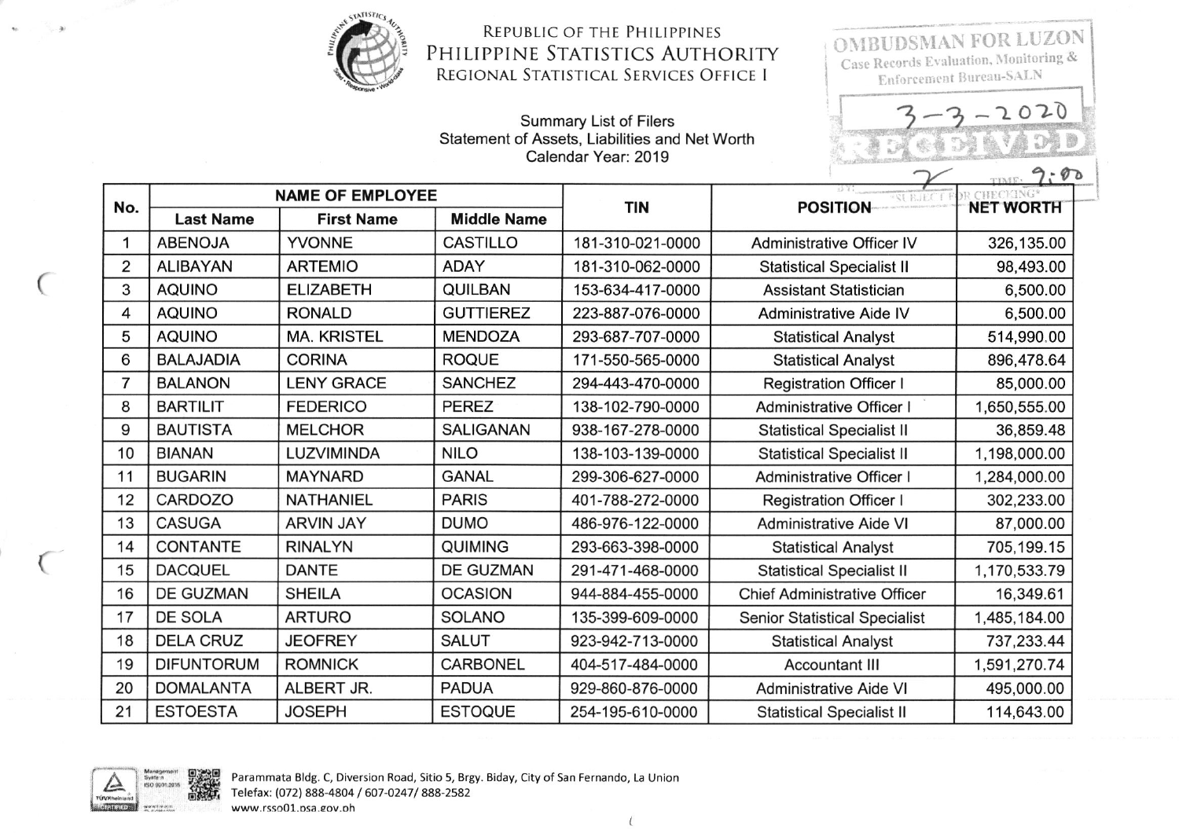REPUBLIC OF THE PHILIPPINES
PHILIPPINE STATISTICS AUTHORITY
REGIONAL STATISTICAL SERVICES OFFICE I

OMBUDSMAN FOR LUZON
Case Records Evaluation, Monitoring & Enforcement Bureau-SALN
3-3-2020
RECEIVED
TIME: 9:00
SUBJECT FOR CHECKING*

Summary List of Filers
Statement of Assets, Liabilities and Net Worth
Calendar Year: 2019

| No. | NAME OF EMPLOYEE | | | TIN | POSITION | NET WORTH |
|---|---|---|---|---|---|---|
| | Last Name | First Name | Middle Name | | | |
| 1 | ABENOJA | YVONNE | CASTILLO | 181-310-021-0000 | Administrative Officer IV | 326,135.00 |
| 2 | ALIBAYAN | ARTEMIO | ADAY | 181-310-062-0000 | Statistical Specialist II | 98,493.00 |
| 3 | AQUINO | ELIZABETH | QUILBAN | 153-634-417-0000 | Assistant Statistician | 6,500.00 |
| 4 | AQUINO | RONALD | GUTTIEREZ | 223-887-076-0000 | Administrative Aide IV | 6,500.00 |
| 5 | AQUINO | MA. KRISTEL | MENDOZA | 293-687-707-0000 | Statistical Analyst | 514,990.00 |
| 6 | BALAJADIA | CORINA | ROQUE | 171-550-565-0000 | Statistical Analyst | 896,478.64 |
| 7 | BALANON | LENY GRACE | SANCHEZ | 294-443-470-0000 | Registration Officer I | 85,000.00 |
| 8 | BARTILIT | FEDERICO | PEREZ | 138-102-790-0000 | Administrative Officer I | 1,650,555.00 |
| 9 | BAUTISTA | MELCHOR | SALIGANAN | 938-167-278-0000 | Statistical Specialist II | 36,859.48 |
| 10 | BIANAN | LUZVIMINDA | NILO | 138-103-139-0000 | Statistical Specialist II | 1,198,000.00 |
| 11 | BUGARIN | MAYNARD | GANAL | 299-306-627-0000 | Administrative Officer I | 1,284,000.00 |
| 12 | CARDOZO | NATHANIEL | PARIS | 401-788-272-0000 | Registration Officer I | 302,233.00 |
| 13 | CASUGA | ARVIN JAY | DUMO | 486-976-122-0000 | Administrative Aide VI | 87,000.00 |
| 14 | CONTANTE | RINALYN | QUIMING | 293-663-398-0000 | Statistical Analyst | 705,199.15 |
| 15 | DACQUEL | DANTE | DE GUZMAN | 291-471-468-0000 | Statistical Specialist II | 1,170,533.79 |
| 16 | DE GUZMAN | SHEILA | OCASION | 944-884-455-0000 | Chief Administrative Officer | 16,349.61 |
| 17 | DE SOLA | ARTURO | SOLANO | 135-399-609-0000 | Senior Statistical Specialist | 1,485,184.00 |
| 18 | DELA CRUZ | JEOFREY | SALUT | 923-942-713-0000 | Statistical Analyst | 737,233.44 |
| 19 | DIFUNTORUM | ROMNICK | CARBONEL | 404-517-484-0000 | Accountant III | 1,591,270.74 |
| 20 | DOMALANTA | ALBERT JR. | PADUA | 929-860-876-0000 | Administrative Aide VI | 495,000.00 |
| 21 | ESTOESTA | JOSEPH | ESTOQUE | 254-195-610-0000 | Statistical Specialist II | 114,643.00 |

Parammata Bldg. C, Diversion Road, Sitio 5, Brgy. Biday, City of San Fernando, La Union
Telefax: (072) 888-4804 / 607-0247/ 888-2582
www.rsso01.psa.gov.ph